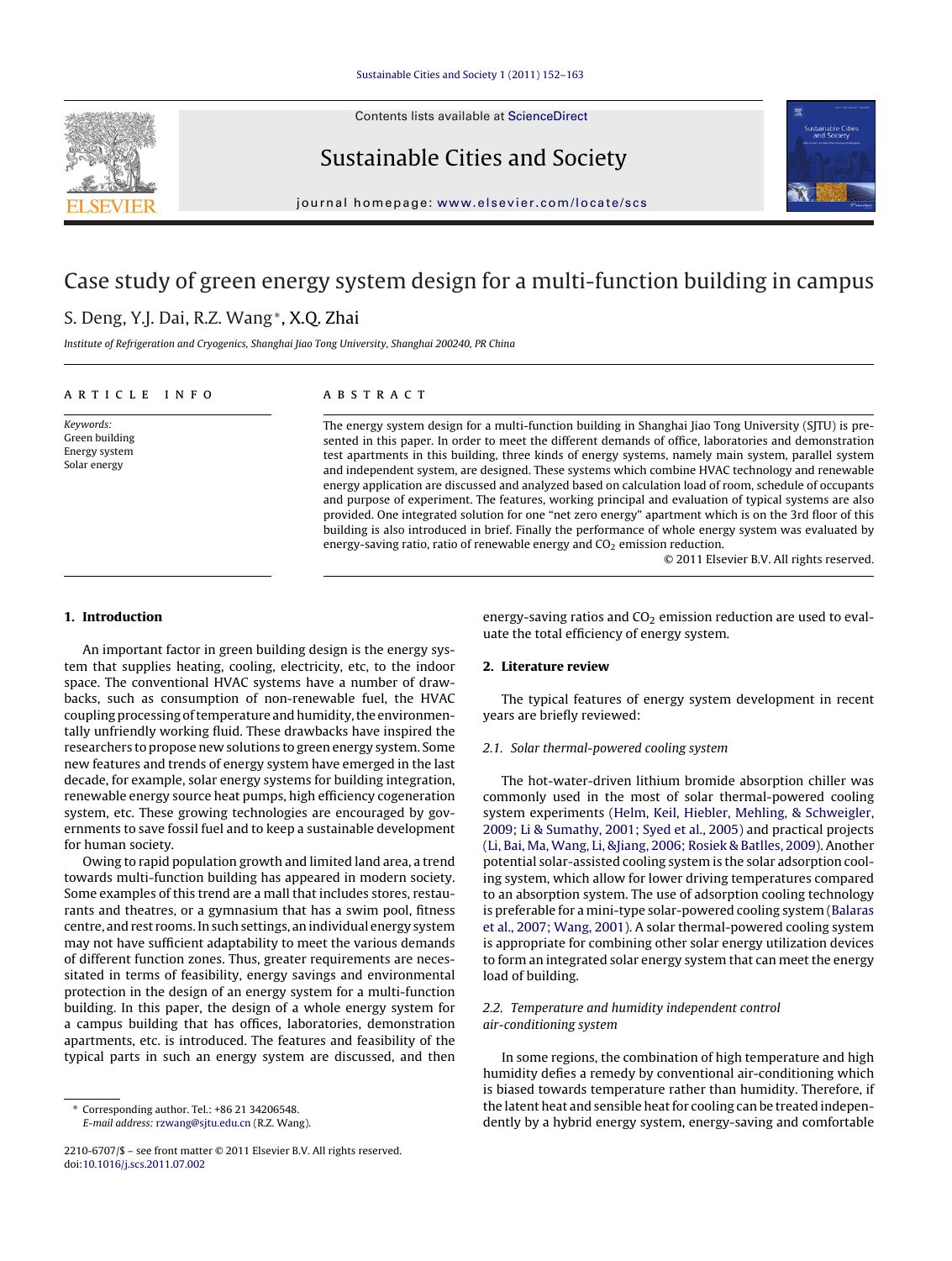# Case study of green energy system design for a multi-function building in campus

S. Deng, Y.J. Dai, R.Z. Wang*, X.Q. Zhai

*Institute of Refrigeration and Cryogenics, Shanghai Jiao Tong University, Shanghai 200240, PR China*

## ARTICLE INFO

*Keywords:*
Green building
Energy system
Solar energy

## ABSTRACT

The energy system design for a multi-function building in Shanghai Jiao Tong University (SJTU) is presented in this paper. In order to meet the different demands of office, laboratories and demonstration test apartments in this building, three kinds of energy systems, namely main system, parallel system and independent system, are designed. These systems which combine HVAC technology and renewable energy application are discussed and analyzed based on calculation load of room, schedule of occupants and purpose of experiment. The features, working principal and evaluation of typical systems are also provided. One integrated solution for one "net zero energy" apartment which is on the 3rd floor of this building is also introduced in brief. Finally the performance of whole energy system was evaluated by energy-saving ratio, ratio of renewable energy and $CO_2$ emission reduction.

© 2011 Elsevier B.V. All rights reserved.

## 1. Introduction

An important factor in green building design is the energy system that supplies heating, cooling, electricity, etc, to the indoor space. The conventional HVAC systems have a number of drawbacks, such as consumption of non-renewable fuel, the HVAC coupling processing of temperature and humidity, the environmentally unfriendly working fluid. These drawbacks have inspired the researchers to propose new solutions to green energy system. Some new features and trends of energy system have emerged in the last decade, for example, solar energy systems for building integration, renewable energy source heat pumps, high efficiency cogeneration system, etc. These growing technologies are encouraged by governments to save fossil fuel and to keep a sustainable development for human society.

Owing to rapid population growth and limited land area, a trend towards multi-function building has appeared in modern society. Some examples of this trend are a mall that includes stores, restaurants and theatres, or a gymnasium that has a swim pool, fitness centre, and rest rooms. In such settings, an individual energy system may not have sufficient adaptability to meet the various demands of different function zones. Thus, greater requirements are necessitated in terms of feasibility, energy savings and environmental protection in the design of an energy system for a multi-function building. In this paper, the design of a whole energy system for a campus building that has offices, laboratories, demonstration apartments, etc. is introduced. The features and feasibility of the typical parts in such an energy system are discussed, and then energy-saving ratios and $CO_2$ emission reduction are used to evaluate the total efficiency of energy system.

## 2. Literature review

The typical features of energy system development in recent years are briefly reviewed:

### 2.1. Solar thermal-powered cooling system

The hot-water-driven lithium bromide absorption chiller was commonly used in the most of solar thermal-powered cooling system experiments (Helm, Keil, Hiebler, Mehling, & Schweigler, 2009; Li & Sumathy, 2001; Syed et al., 2005) and practical projects (Li, Bai, Ma, Wang, Li, &Jiang, 2006; Rosiek & Batlles, 2009). Another potential solar-assisted cooling system is the solar adsorption cooling system, which allow for lower driving temperatures compared to an absorption system. The use of adsorption cooling technology is preferable for a mini-type solar-powered cooling system (Balaras et al., 2007; Wang, 2001). A solar thermal-powered cooling system is appropriate for combining other solar energy utilization devices to form an integrated solar energy system that can meet the energy load of building.

### 2.2. Temperature and humidity independent control air-conditioning system

In some regions, the combination of high temperature and high humidity defies a remedy by conventional air-conditioning which is biased towards temperature rather than humidity. Therefore, if the latent heat and sensible heat for cooling can be treated independently by a hybrid energy system, energy-saving and comfortable

---

* Corresponding author. Tel.: +86 21 34206548.
*E-mail address:* rzwang@sjtu.edu.cn (R.Z. Wang).

2210-6707/$ – see front matter © 2011 Elsevier B.V. All rights reserved.
doi:10.1016/j.scs.2011.07.002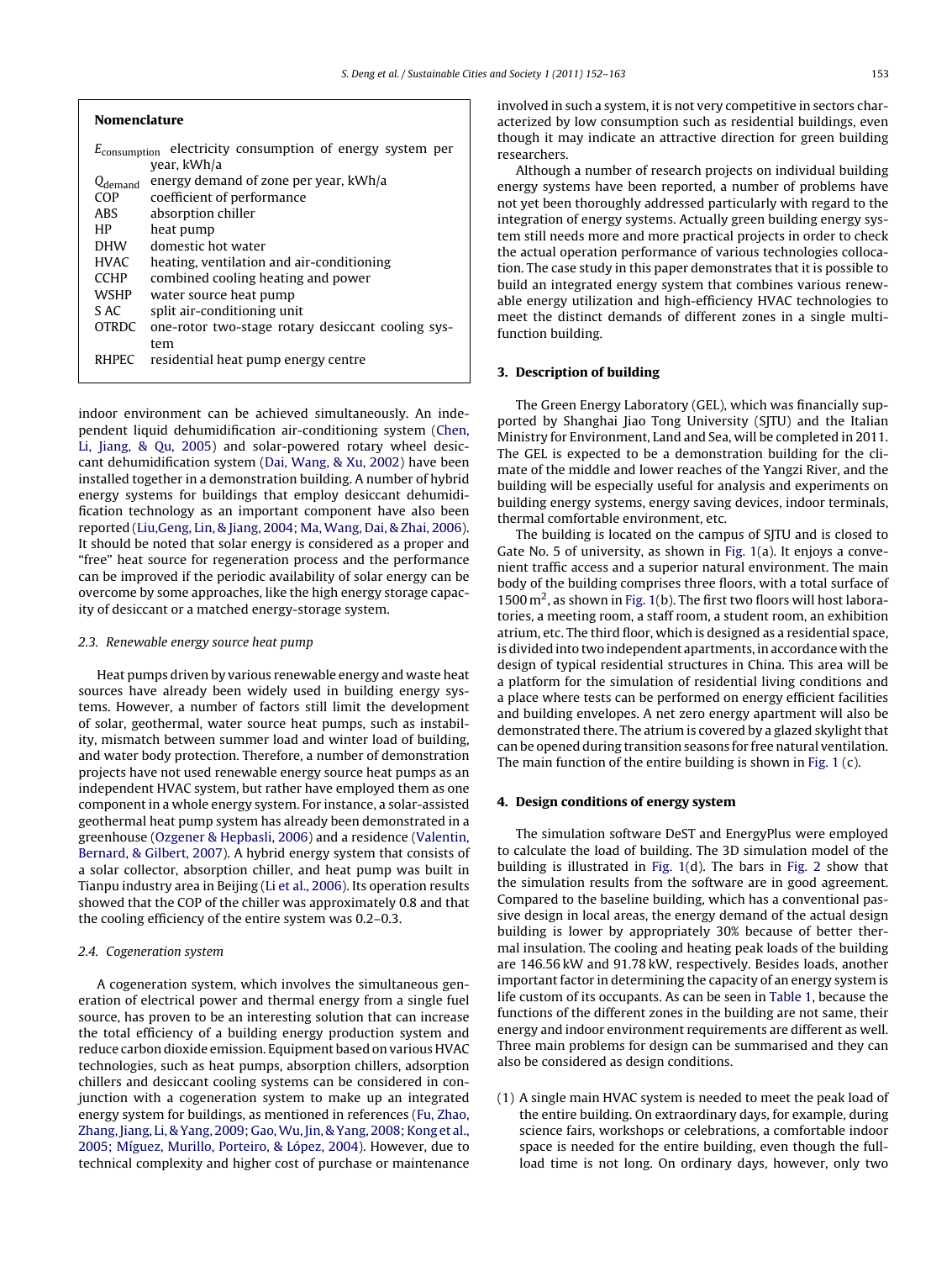**Nomenclature**

| | |
|---|---|
| $E_{consumption}$ | electricity consumption of energy system per year, kWh/a |
| $Q_{demand}$ | energy demand of zone per year, kWh/a |
| COP | coefficient of performance |
| ABS | absorption chiller |
| HP | heat pump |
| DHW | domestic hot water |
| HVAC | heating, ventilation and air-conditioning |
| CCHP | combined cooling heating and power |
| WSHP | water source heat pump |
| S AC | split air-conditioning unit |
| OTRDC | one-rotor two-stage rotary desiccant cooling system |
| RHPEC | residential heat pump energy centre |

indoor environment can be achieved simultaneously. An independent liquid dehumidification air-conditioning system (Chen, Li, Jiang, & Qu, 2005) and solar-powered rotary wheel desiccant dehumidification system (Dai, Wang, & Xu, 2002) have been installed together in a demonstration building. A number of hybrid energy systems for buildings that employ desiccant dehumidification technology as an important component have also been reported (Liu, Geng, Lin, & Jiang, 2004; Ma, Wang, Dai, & Zhai, 2006). It should be noted that solar energy is considered as a proper and "free" heat source for regeneration process and the performance can be improved if the periodic availability of solar energy can be overcome by some approaches, like the high energy storage capacity of desiccant or a matched energy-storage system.

### 2.3. Renewable energy source heat pump

Heat pumps driven by various renewable energy and waste heat sources have already been widely used in building energy systems. However, a number of factors still limit the development of solar, geothermal, water source heat pumps, such as instability, mismatch between summer load and winter load of building, and water body protection. Therefore, a number of demonstration projects have not used renewable energy source heat pumps as an independent HVAC system, but rather have employed them as one component in a whole energy system. For instance, a solar-assisted geothermal heat pump system has already been demonstrated in a greenhouse (Ozgener & Hepbasli, 2006) and a residence (Valentin, Bernard, & Gilbert, 2007). A hybrid energy system that consists of a solar collector, absorption chiller, and heat pump was built in Tianpu industry area in Beijing (Li et al., 2006). Its operation results showed that the COP of the chiller was approximately 0.8 and that the cooling efficiency of the entire system was 0.2–0.3.

### 2.4. Cogeneration system

A cogeneration system, which involves the simultaneous generation of electrical power and thermal energy from a single fuel source, has proven to be an interesting solution that can increase the total efficiency of a building energy production system and reduce carbon dioxide emission. Equipment based on various HVAC technologies, such as heat pumps, absorption chillers, adsorption chillers and desiccant cooling systems can be considered in conjunction with a cogeneration system to make up an integrated energy system for buildings, as mentioned in references (Fu, Zhao, Zhang, Jiang, Li, & Yang, 2009; Gao, Wu, Jin, & Yang, 2008; Kong et al., 2005; Míguez, Murillo, Porteiro, & López, 2004). However, due to technical complexity and higher cost of purchase or maintenance involved in such a system, it is not very competitive in sectors characterized by low consumption such as residential buildings, even though it may indicate an attractive direction for green building researchers.

Although a number of research projects on individual building energy systems have been reported, a number of problems have not yet been thoroughly addressed particularly with regard to the integration of energy systems. Actually green building energy system still needs more and more practical projects in order to check the actual operation performance of various technologies collocation. The case study in this paper demonstrates that it is possible to build an integrated energy system that combines various renewable energy utilization and high-efficiency HVAC technologies to meet the distinct demands of different zones in a single multi-function building.

## 3. Description of building

The Green Energy Laboratory (GEL), which was financially supported by Shanghai Jiao Tong University (SJTU) and the Italian Ministry for Environment, Land and Sea, will be completed in 2011. The GEL is expected to be a demonstration building for the climate of the middle and lower reaches of the Yangzi River, and the building will be especially useful for analysis and experiments on building energy systems, energy saving devices, indoor terminals, thermal comfortable environment, etc.

The building is located on the campus of SJTU and is closed to Gate No. 5 of university, as shown in Fig. 1(a). It enjoys a convenient traffic access and a superior natural environment. The main body of the building comprises three floors, with a total surface of 1500 $m^2$, as shown in Fig. 1(b). The first two floors will host laboratories, a meeting room, a staff room, a student room, an exhibition atrium, etc. The third floor, which is designed as a residential space, is divided into two independent apartments, in accordance with the design of typical residential structures in China. This area will be a platform for the simulation of residential living conditions and a place where tests can be performed on energy efficient facilities and building envelopes. A net zero energy apartment will also be demonstrated there. The atrium is covered by a glazed skylight that can be opened during transition seasons for free natural ventilation. The main function of the entire building is shown in Fig. 1 (c).

## 4. Design conditions of energy system

The simulation software DeST and EnergyPlus were employed to calculate the load of building. The 3D simulation model of the building is illustrated in Fig. 1(d). The bars in Fig. 2 show that the simulation results from the software are in good agreement. Compared to the baseline building, which has a conventional passive design in local areas, the energy demand of the actual design building is lower by appropriately 30% because of better thermal insulation. The cooling and heating peak loads of the building are 146.56 kW and 91.78 kW, respectively. Besides loads, another important factor in determining the capacity of an energy system is life custom of its occupants. As can be seen in Table 1, because the functions of the different zones in the building are not same, their energy and indoor environment requirements are different as well. Three main problems for design can be summarised and they can also be considered as design conditions.

(1) A single main HVAC system is needed to meet the peak load of the entire building. On extraordinary days, for example, during science fairs, workshops or celebrations, a comfortable indoor space is needed for the entire building, even though the full-load time is not long. On ordinary days, however, only two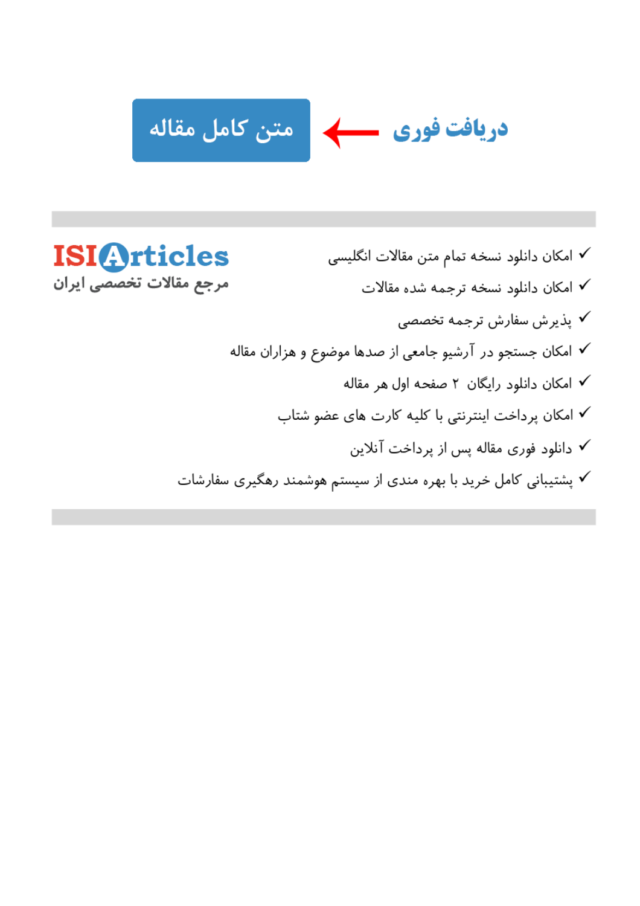دریافت فوری ← **متن کامل مقاله**

**ISIArticles**
مرجع مقالات تخصصی ایران

- ✓ امکان دانلود نسخه تمام متن مقالات انگلیسی
- ✓ امکان دانلود نسخه ترجمه شده مقالات
- ✓ پذیرش سفارش ترجمه تخصصی
- ✓ امکان جستجو در آرشیو جامعی از صدها موضوع و هزاران مقاله
- ✓ امکان دانلود رایگان ۲ صفحه اول هر مقاله
- ✓ امکان پرداخت اینترنتی با کلیه کارت های عضو شتاب
- ✓ دانلود فوری مقاله پس از پرداخت آنلاین
- ✓ پشتیبانی کامل خرید با بهره مندی از سیستم هوشمند رهگیری سفارشات